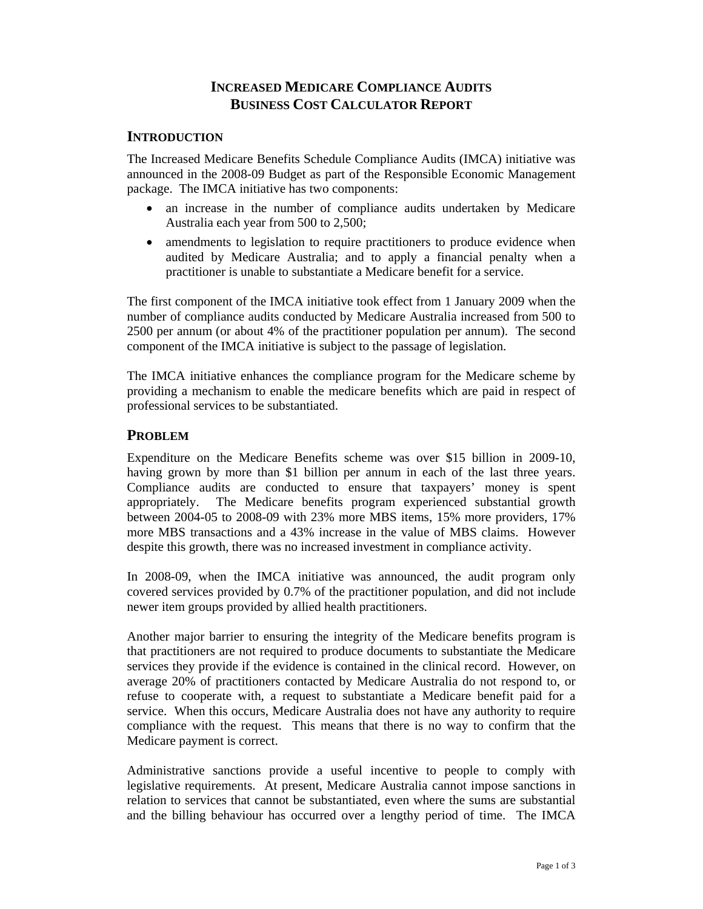# Increased Medicare Compliance Audits Business Cost Calculator Report

## Introduction

The Increased Medicare Benefits Schedule Compliance Audits (IMCA) initiative was announced in the 2008-09 Budget as part of the Responsible Economic Management package. The IMCA initiative has two components:

- an increase in the number of compliance audits undertaken by Medicare Australia each year from 500 to 2,500;
- amendments to legislation to require practitioners to produce evidence when audited by Medicare Australia; and to apply a financial penalty when a practitioner is unable to substantiate a Medicare benefit for a service.

The first component of the IMCA initiative took effect from 1 January 2009 when the number of compliance audits conducted by Medicare Australia increased from 500 to 2500 per annum (or about 4% of the practitioner population per annum). The second component of the IMCA initiative is subject to the passage of legislation.

The IMCA initiative enhances the compliance program for the Medicare scheme by providing a mechanism to enable the medicare benefits which are paid in respect of professional services to be substantiated.

## Problem

Expenditure on the Medicare Benefits scheme was over $15 billion in 2009-10, having grown by more than $1 billion per annum in each of the last three years. Compliance audits are conducted to ensure that taxpayers' money is spent appropriately. The Medicare benefits program experienced substantial growth between 2004-05 to 2008-09 with 23% more MBS items, 15% more providers, 17% more MBS transactions and a 43% increase in the value of MBS claims. However despite this growth, there was no increased investment in compliance activity.

In 2008-09, when the IMCA initiative was announced, the audit program only covered services provided by 0.7% of the practitioner population, and did not include newer item groups provided by allied health practitioners.

Another major barrier to ensuring the integrity of the Medicare benefits program is that practitioners are not required to produce documents to substantiate the Medicare services they provide if the evidence is contained in the clinical record. However, on average 20% of practitioners contacted by Medicare Australia do not respond to, or refuse to cooperate with, a request to substantiate a Medicare benefit paid for a service. When this occurs, Medicare Australia does not have any authority to require compliance with the request. This means that there is no way to confirm that the Medicare payment is correct.

Administrative sanctions provide a useful incentive to people to comply with legislative requirements. At present, Medicare Australia cannot impose sanctions in relation to services that cannot be substantiated, even where the sums are substantial and the billing behaviour has occurred over a lengthy period of time. The IMCA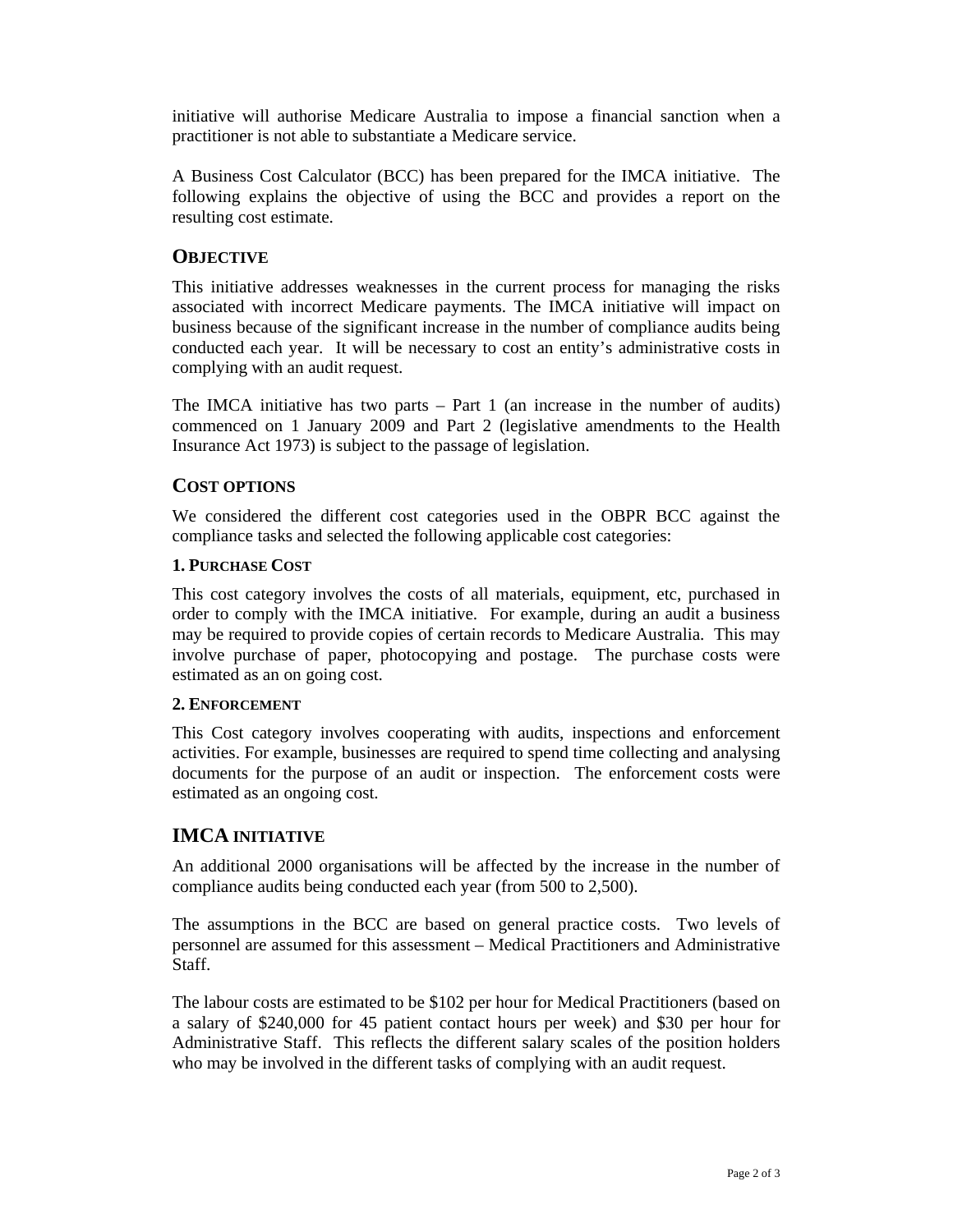initiative will authorise Medicare Australia to impose a financial sanction when a practitioner is not able to substantiate a Medicare service.

A Business Cost Calculator (BCC) has been prepared for the IMCA initiative. The following explains the objective of using the BCC and provides a report on the resulting cost estimate.

## OBJECTIVE

This initiative addresses weaknesses in the current process for managing the risks associated with incorrect Medicare payments. The IMCA initiative will impact on business because of the significant increase in the number of compliance audits being conducted each year. It will be necessary to cost an entity's administrative costs in complying with an audit request.

The IMCA initiative has two parts – Part 1 (an increase in the number of audits) commenced on 1 January 2009 and Part 2 (legislative amendments to the Health Insurance Act 1973) is subject to the passage of legislation.

## COST OPTIONS

We considered the different cost categories used in the OBPR BCC against the compliance tasks and selected the following applicable cost categories:

### 1. PURCHASE COST

This cost category involves the costs of all materials, equipment, etc, purchased in order to comply with the IMCA initiative. For example, during an audit a business may be required to provide copies of certain records to Medicare Australia. This may involve purchase of paper, photocopying and postage. The purchase costs were estimated as an on going cost.

### 2. ENFORCEMENT

This Cost category involves cooperating with audits, inspections and enforcement activities. For example, businesses are required to spend time collecting and analysing documents for the purpose of an audit or inspection. The enforcement costs were estimated as an ongoing cost.

## IMCA INITIATIVE

An additional 2000 organisations will be affected by the increase in the number of compliance audits being conducted each year (from 500 to 2,500).

The assumptions in the BCC are based on general practice costs. Two levels of personnel are assumed for this assessment – Medical Practitioners and Administrative Staff.

The labour costs are estimated to be $102 per hour for Medical Practitioners (based on a salary of $240,000 for 45 patient contact hours per week) and $30 per hour for Administrative Staff. This reflects the different salary scales of the position holders who may be involved in the different tasks of complying with an audit request.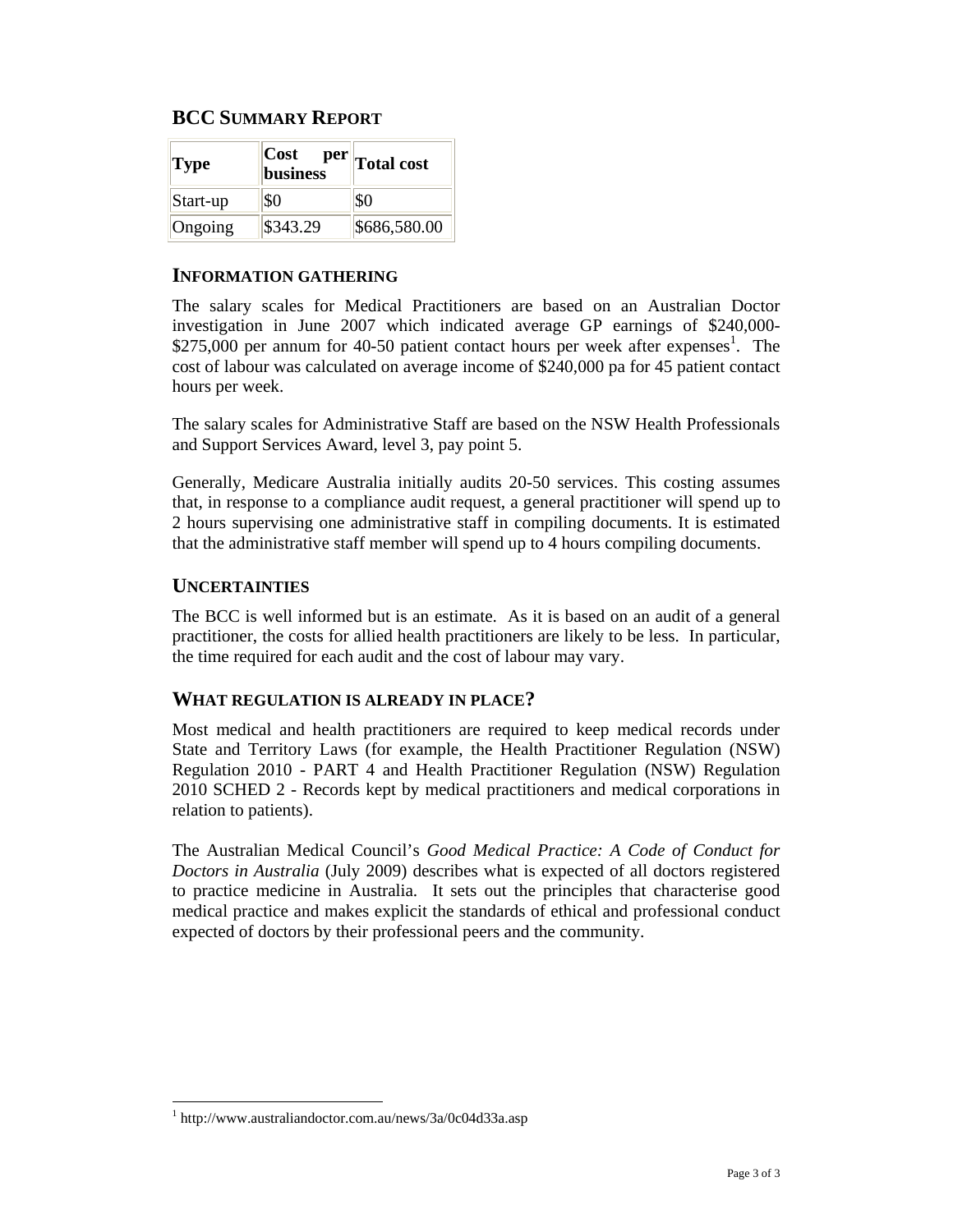## BCC SUMMARY REPORT

| Type | Cost per business | Total cost |
|---|---|---|
| Start-up | \$0 | \$0 |
| Ongoing | \$343.29 | \$686,580.00 |

### INFORMATION GATHERING

The salary scales for Medical Practitioners are based on an Australian Doctor investigation in June 2007 which indicated average GP earnings of \$240,000-\$275,000 per annum for 40-50 patient contact hours per week after expenses[1]. The cost of labour was calculated on average income of \$240,000 pa for 45 patient contact hours per week.

The salary scales for Administrative Staff are based on the NSW Health Professionals and Support Services Award, level 3, pay point 5.

Generally, Medicare Australia initially audits 20-50 services. This costing assumes that, in response to a compliance audit request, a general practitioner will spend up to 2 hours supervising one administrative staff in compiling documents. It is estimated that the administrative staff member will spend up to 4 hours compiling documents.

### UNCERTAINTIES

The BCC is well informed but is an estimate. As it is based on an audit of a general practitioner, the costs for allied health practitioners are likely to be less. In particular, the time required for each audit and the cost of labour may vary.

### WHAT REGULATION IS ALREADY IN PLACE?

Most medical and health practitioners are required to keep medical records under State and Territory Laws (for example, the Health Practitioner Regulation (NSW) Regulation 2010 - PART 4 and Health Practitioner Regulation (NSW) Regulation 2010 SCHED 2 - Records kept by medical practitioners and medical corporations in relation to patients).

The Australian Medical Council's *Good Medical Practice: A Code of Conduct for Doctors in Australia* (July 2009) describes what is expected of all doctors registered to practice medicine in Australia. It sets out the principles that characterise good medical practice and makes explicit the standards of ethical and professional conduct expected of doctors by their professional peers and the community.

---

[1] http://www.australiandoctor.com.au/news/3a/0c04d33a.asp